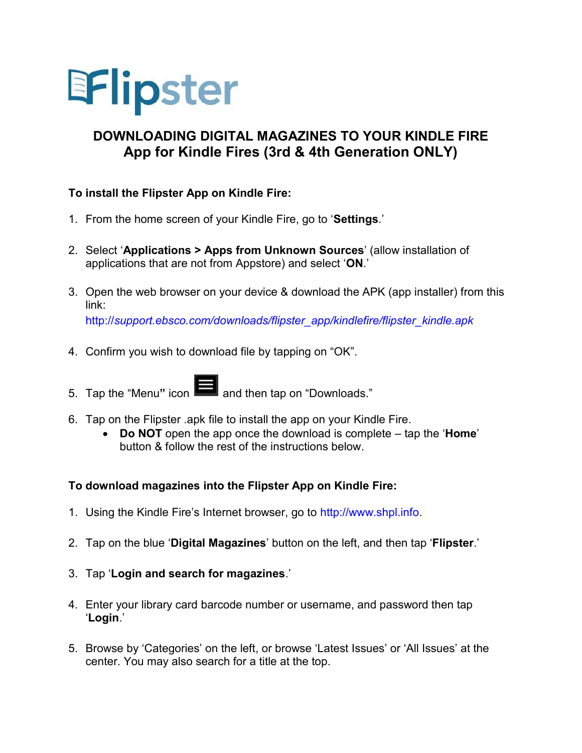# Flipster

## DOWNLOADING DIGITAL MAGAZINES TO YOUR KINDLE FIRE
## App for Kindle Fires (3rd & 4th Generation ONLY)

**To install the Flipster App on Kindle Fire:**

1. From the home screen of your Kindle Fire, go to '**Settings**.'

2. Select '**Applications > Apps from Unknown Sources**' (allow installation of applications that are not from Appstore) and select '**ON**.'

3. Open the web browser on your device & download the APK (app installer) from this link:
   http://support.ebsco.com/downloads/flipster_app/kindlefire/flipster_kindle.apk

4. Confirm you wish to download file by tapping on "OK".

5. Tap the "Menu" icon and then tap on "Downloads."

6. Tap on the Flipster .apk file to install the app on your Kindle Fire.
   - **Do NOT** open the app once the download is complete – tap the '**Home**' button & follow the rest of the instructions below.

**To download magazines into the Flipster App on Kindle Fire:**

1. Using the Kindle Fire's Internet browser, go to http://www.shpl.info.

2. Tap on the blue '**Digital Magazines**' button on the left, and then tap '**Flipster**.'

3. Tap '**Login and search for magazines**.'

4. Enter your library card barcode number or username, and password then tap '**Login**.'

5. Browse by 'Categories' on the left, or browse 'Latest Issues' or 'All Issues' at the center. You may also search for a title at the top.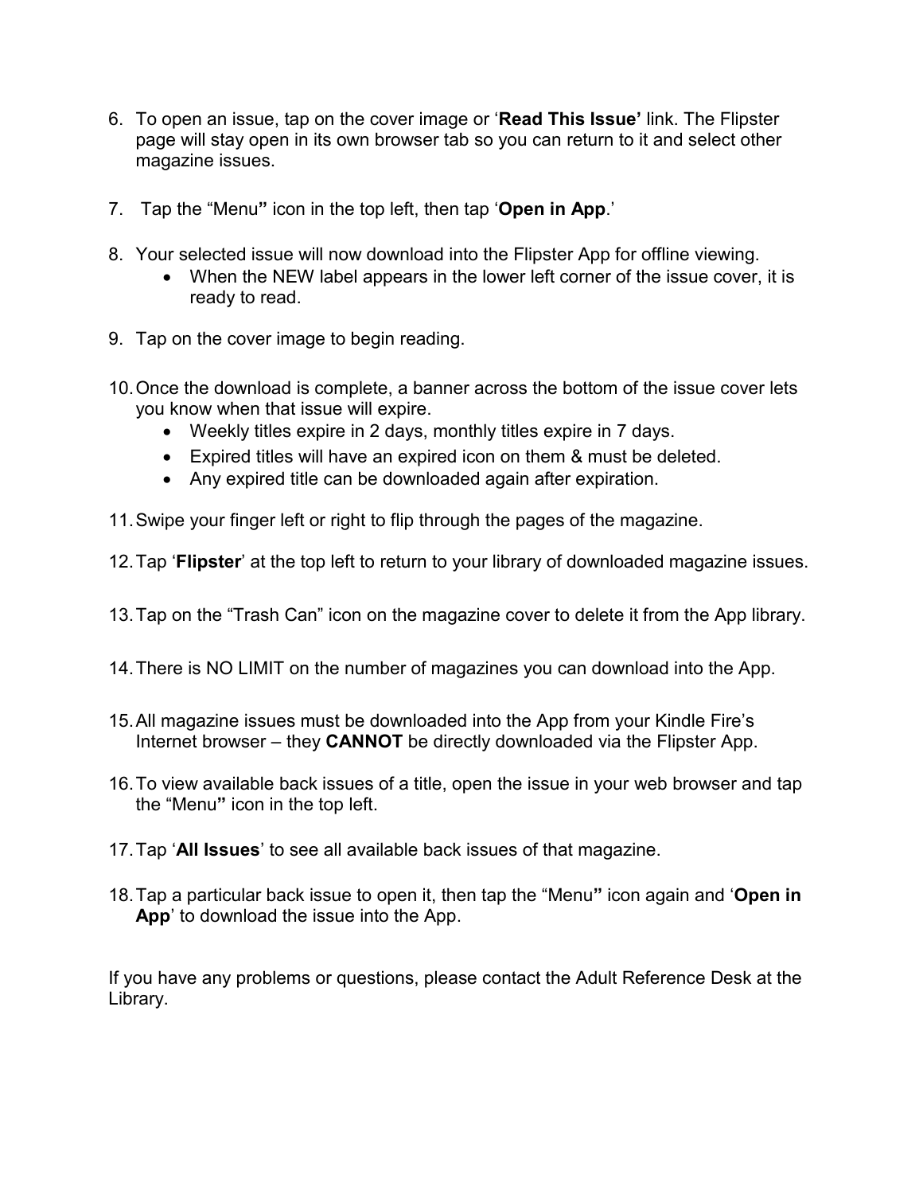6. To open an issue, tap on the cover image or '**Read This Issue'** link. The Flipster page will stay open in its own browser tab so you can return to it and select other magazine issues.

7. Tap the "Menu**"** icon in the top left, then tap '**Open in App**.'

8. Your selected issue will now download into the Flipster App for offline viewing.
   - When the NEW label appears in the lower left corner of the issue cover, it is ready to read.

9. Tap on the cover image to begin reading.

10. Once the download is complete, a banner across the bottom of the issue cover lets you know when that issue will expire.
    - Weekly titles expire in 2 days, monthly titles expire in 7 days.
    - Expired titles will have an expired icon on them & must be deleted.
    - Any expired title can be downloaded again after expiration.

11. Swipe your finger left or right to flip through the pages of the magazine.

12. Tap '**Flipster**' at the top left to return to your library of downloaded magazine issues.

13. Tap on the "Trash Can" icon on the magazine cover to delete it from the App library.

14. There is NO LIMIT on the number of magazines you can download into the App.

15. All magazine issues must be downloaded into the App from your Kindle Fire's Internet browser – they **CANNOT** be directly downloaded via the Flipster App.

16. To view available back issues of a title, open the issue in your web browser and tap the "Menu**"** icon in the top left.

17. Tap '**All Issues**' to see all available back issues of that magazine.

18. Tap a particular back issue to open it, then tap the "Menu**"** icon again and '**Open in App**' to download the issue into the App.

If you have any problems or questions, please contact the Adult Reference Desk at the Library.